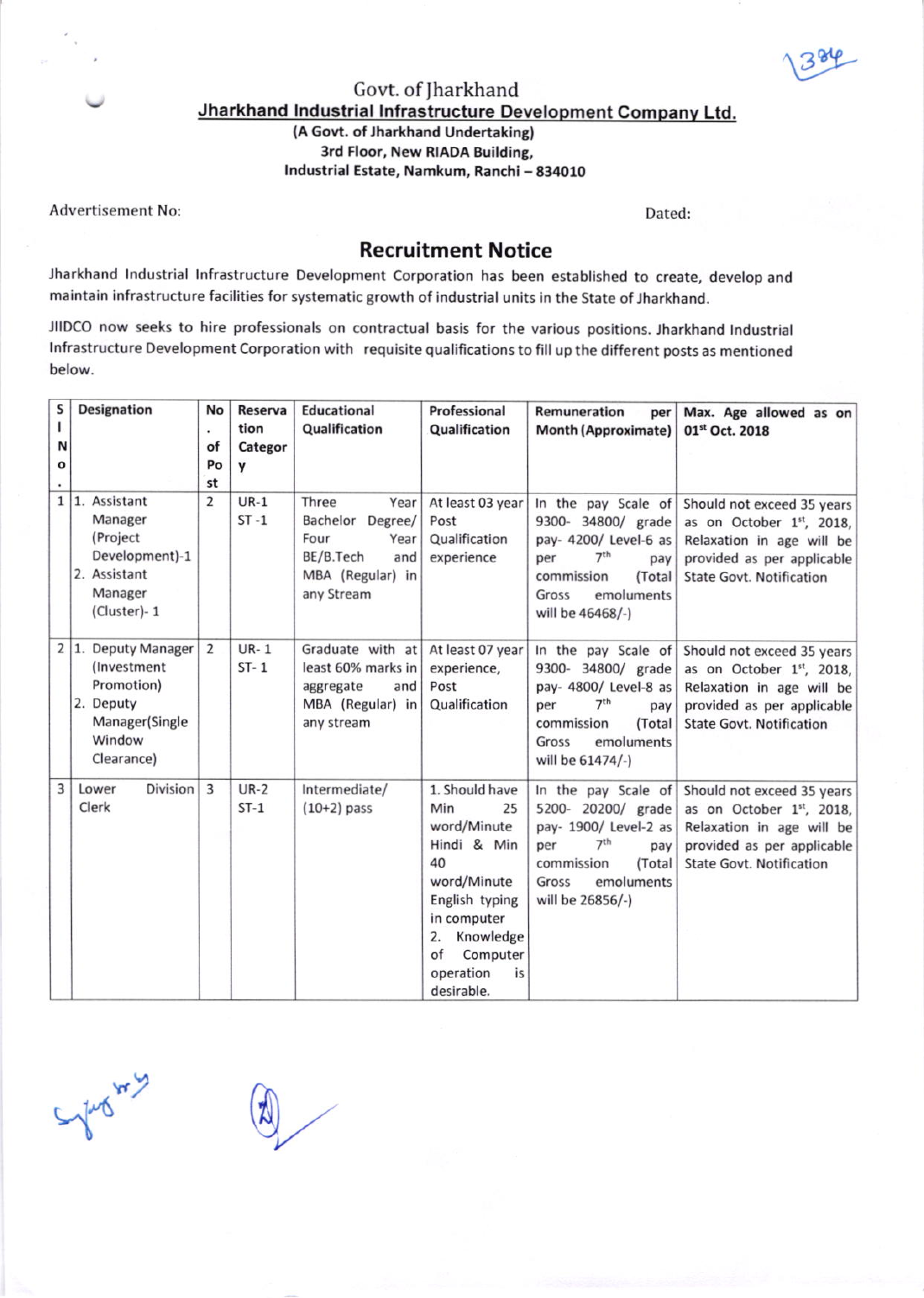Govt. of Jharkhand

## Jharkhand Industrial Infrastructure Development Company Ltd.

**(A Govt. of Jharkhand Undertaking)**
**3rd Floor, New RIADA Building,**
**Industrial Estate, Namkum, Ranchi – 834010**

Advertisement No: Dated:

# Recruitment Notice

Jharkhand Industrial Infrastructure Development Corporation has been established to create, develop and maintain infrastructure facilities for systematic growth of industrial units in the State of Jharkhand.

JIIDCO now seeks to hire professionals on contractual basis for the various positions. Jharkhand Industrial Infrastructure Development Corporation with requisite qualifications to fill up the different posts as mentioned below.

| Sl No. | Designation | No. of Post | Reservation Category | Educational Qualification | Professional Qualification | Remuneration per Month (Approximate) | Max. Age allowed as on 01st Oct. 2018 |
|---|---|---|---|---|---|---|---|
| 1 | 1. Assistant Manager (Project Development)-1<br>2. Assistant Manager (Cluster)- 1 | 2 | UR-1<br>ST -1 | Three Year Bachelor Degree/ Four Year BE/B.Tech and MBA (Regular) in any Stream | At least 03 year Post Qualification experience | In the pay Scale of 9300- 34800/ grade pay- 4200/ Level-6 as per 7th pay commission (Total Gross emoluments will be 46468/-) | Should not exceed 35 years as on October 1st, 2018, Relaxation in age will be provided as per applicable State Govt. Notification |
| 2 | 1. Deputy Manager (Investment Promotion)<br>2. Deputy Manager(Single Window Clearance) | 2 | UR- 1<br>ST- 1 | Graduate with at least 60% marks in aggregate and MBA (Regular) in any stream | At least 07 year experience, Post Qualification | In the pay Scale of 9300- 34800/ grade pay- 4800/ Level-8 as per 7th pay commission (Total Gross emoluments will be 61474/-) | Should not exceed 35 years as on October 1st, 2018, Relaxation in age will be provided as per applicable State Govt. Notification |
| 3 | Lower Division Clerk | 3 | UR-2<br>ST-1 | Intermediate/ (10+2) pass | 1. Should have Min 25 word/Minute Hindi & Min 40 word/Minute English typing in computer<br>2. Knowledge of Computer operation is desirable. | In the pay Scale of 5200- 20200/ grade pay- 1900/ Level-2 as per 7th pay commission (Total Gross emoluments will be 26856/-) | Should not exceed 35 years as on October 1st, 2018, Relaxation in age will be provided as per applicable State Govt. Notification |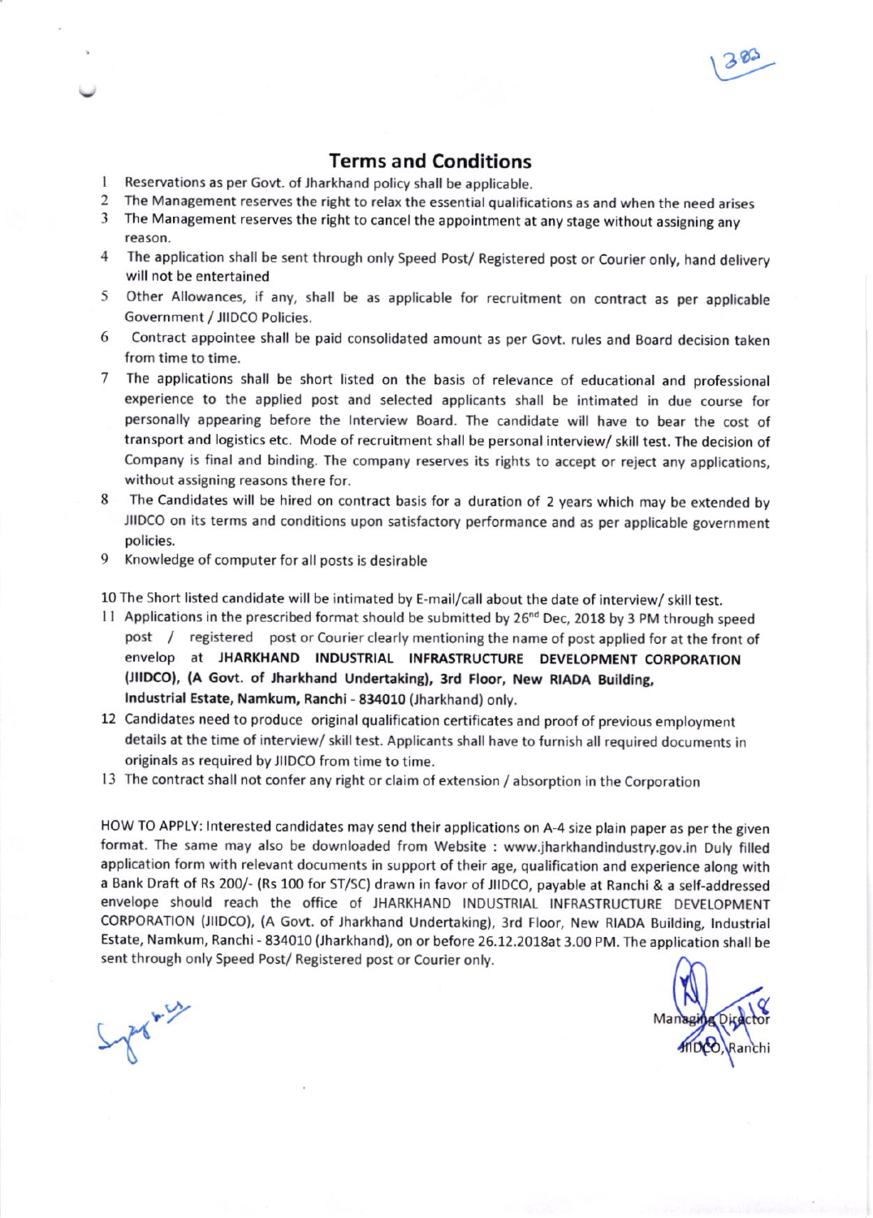## Terms and Conditions

1. Reservations as per Govt. of Jharkhand policy shall be applicable.
2. The Management reserves the right to relax the essential qualifications as and when the need arises
3. The Management reserves the right to cancel the appointment at any stage without assigning any reason.
4. The application shall be sent through only Speed Post/ Registered post or Courier only, hand delivery will not be entertained
5. Other Allowances, if any, shall be as applicable for recruitment on contract as per applicable Government / JIIDCO Policies.
6. Contract appointee shall be paid consolidated amount as per Govt. rules and Board decision taken from time to time.
7. The applications shall be short listed on the basis of relevance of educational and professional experience to the applied post and selected applicants shall be intimated in due course for personally appearing before the Interview Board. The candidate will have to bear the cost of transport and logistics etc. Mode of recruitment shall be personal interview/ skill test. The decision of Company is final and binding. The company reserves its rights to accept or reject any applications, without assigning reasons there for.
8. The Candidates will be hired on contract basis for a duration of 2 years which may be extended by JIIDCO on its terms and conditions upon satisfactory performance and as per applicable government policies.
9. Knowledge of computer for all posts is desirable
10. The Short listed candidate will be intimated by E-mail/call about the date of interview/ skill test.
11. Applications in the prescribed format should be submitted by 26nd Dec, 2018 by 3 PM through speed post / registered post or Courier clearly mentioning the name of post applied for at the front of envelop at **JHARKHAND INDUSTRIAL INFRASTRUCTURE DEVELOPMENT CORPORATION (JIIDCO), (A Govt. of Jharkhand Undertaking), 3rd Floor, New RIADA Building, Industrial Estate, Namkum, Ranchi - 834010 (Jharkhand)** only.
12. Candidates need to produce original qualification certificates and proof of previous employment details at the time of interview/ skill test. Applicants shall have to furnish all required documents in originals as required by JIIDCO from time to time.
13. The contract shall not confer any right or claim of extension / absorption in the Corporation

HOW TO APPLY: Interested candidates may send their applications on A-4 size plain paper as per the given format. The same may also be downloaded from Website : www.jharkhandindustry.gov.in Duly filled application form with relevant documents in support of their age, qualification and experience along with a Bank Draft of Rs 200/- (Rs 100 for ST/SC) drawn in favor of JIIDCO, payable at Ranchi & a self-addressed envelope should reach the office of JHARKHAND INDUSTRIAL INFRASTRUCTURE DEVELOPMENT CORPORATION (JIIDCO), (A Govt. of Jharkhand Undertaking), 3rd Floor, New RIADA Building, Industrial Estate, Namkum, Ranchi - 834010 (Jharkhand), on or before 26.12.2018at 3.00 PM. The application shall be sent through only Speed Post/ Registered post or Courier only.

Managing Director
JIIDCO, Ranchi